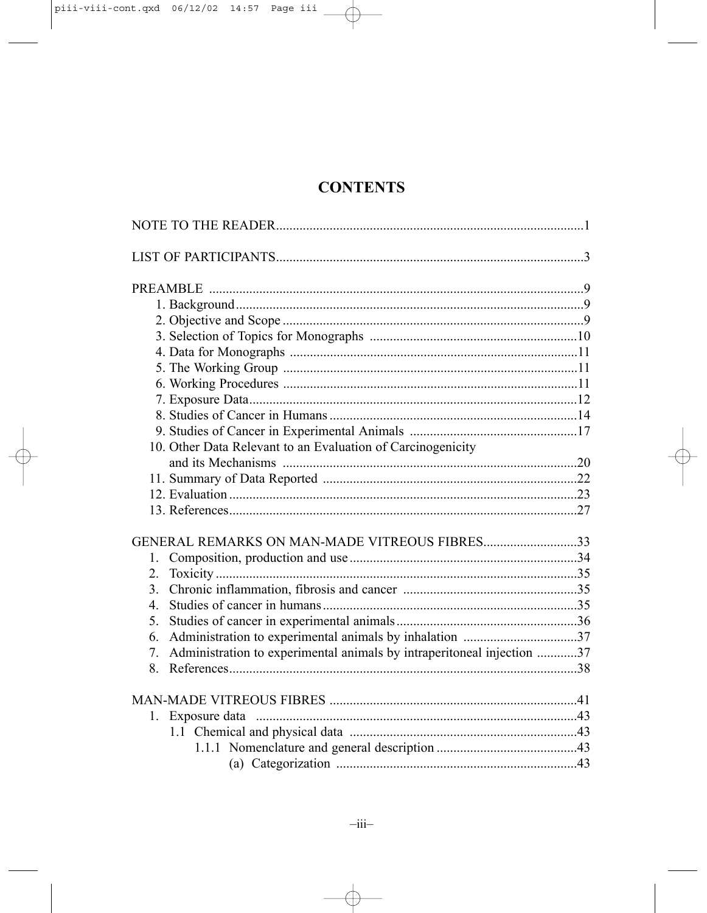# CONTENTS

NOTE TO THE READER....................................................................................1

LIST OF PARTICIPANTS...................................................................................3

PREAMBLE ......................................................................................................9
- 1. Background................................................................................................9
- 2. Objective and Scope ..................................................................................9
- 3. Selection of Topics for Monographs .......................................................10
- 4. Data for Monographs ..............................................................................11
- 5. The Working Group ................................................................................11
- 6. Working Procedures ................................................................................11
- 7. Exposure Data..........................................................................................12
- 8. Studies of Cancer in Humans ..................................................................14
- 9. Studies of Cancer in Experimental Animals ...........................................17
- 10. Other Data Relevant to an Evaluation of Carcinogenicity and its Mechanisms ................................................................................20
- 11. Summary of Data Reported ....................................................................22
- 12. Evaluation ...............................................................................................23
- 13. References................................................................................................27

GENERAL REMARKS ON MAN-MADE VITREOUS FIBRES............................33
1. Composition, production and use.............................................................34
2. Toxicity .....................................................................................................35
3. Chronic inflammation, fibrosis and cancer .............................................35
4. Studies of cancer in humans.....................................................................35
5. Studies of cancer in experimental animals...............................................36
6. Administration to experimental animals by inhalation ...........................37
7. Administration to experimental animals by intraperitoneal injection ............37
8. References.................................................................................................38

MAN-MADE VITREOUS FIBRES ..................................................................41
1. Exposure data .........................................................................................43
   - 1.1 Chemical and physical data .............................................................43
     - 1.1.1 Nomenclature and general description ...................................43
       - (a) Categorization ................................................................43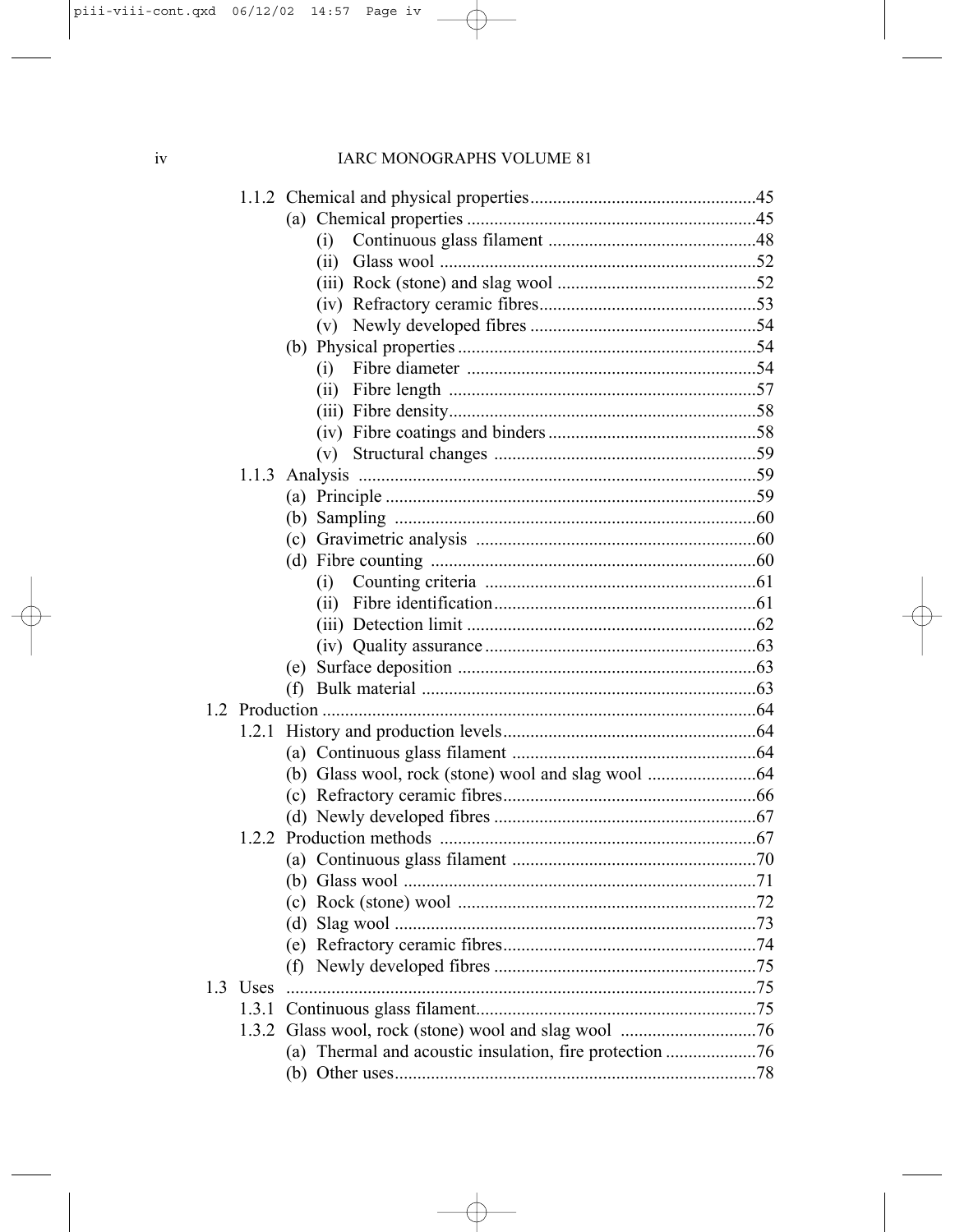1.1.2 Chemical and physical properties....45
- (a) Chemical properties....45
  - (i) Continuous glass filament....48
  - (ii) Glass wool....52
  - (iii) Rock (stone) and slag wool....52
  - (iv) Refractory ceramic fibres....53
  - (v) Newly developed fibres....54
- (b) Physical properties....54
  - (i) Fibre diameter....54
  - (ii) Fibre length....57
  - (iii) Fibre density....58
  - (iv) Fibre coatings and binders....58
  - (v) Structural changes....59

1.1.3 Analysis....59
- (a) Principle....59
- (b) Sampling....60
- (c) Gravimetric analysis....60
- (d) Fibre counting....60
  - (i) Counting criteria....61
  - (ii) Fibre identification....61
  - (iii) Detection limit....62
  - (iv) Quality assurance....63
- (e) Surface deposition....63
- (f) Bulk material....63

1.2 Production....64

1.2.1 History and production levels....64
- (a) Continuous glass filament....64
- (b) Glass wool, rock (stone) wool and slag wool....64
- (c) Refractory ceramic fibres....66
- (d) Newly developed fibres....67

1.2.2 Production methods....67
- (a) Continuous glass filament....70
- (b) Glass wool....71
- (c) Rock (stone) wool....72
- (d) Slag wool....73
- (e) Refractory ceramic fibres....74
- (f) Newly developed fibres....75

1.3 Uses....75

1.3.1 Continuous glass filament....75

1.3.2 Glass wool, rock (stone) wool and slag wool....76
- (a) Thermal and acoustic insulation, fire protection....76
- (b) Other uses....78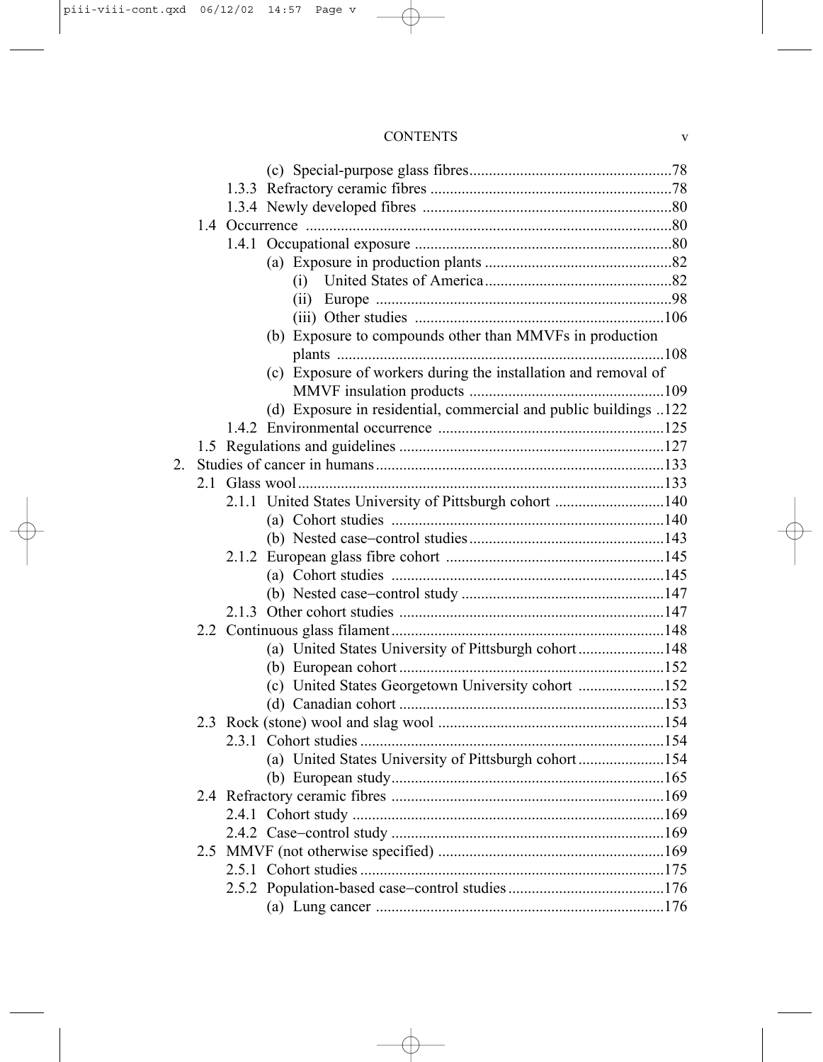(c) Special-purpose glass fibres....................................................78

1.3.3 Refractory ceramic fibres .............................................................78

1.3.4 Newly developed fibres ...............................................................80

1.4 Occurrence ..............................................................................................80

1.4.1 Occupational exposure .................................................................80

(a) Exposure in production plants ................................................82

(i) United States of America................................................82

(ii) Europe ............................................................................98

(iii) Other studies ................................................................106

(b) Exposure to compounds other than MMVFs in production plants ...................................................................................108

(c) Exposure of workers during the installation and removal of MMVF insulation products ..................................................109

(d) Exposure in residential, commercial and public buildings ..122

1.4.2 Environmental occurrence ..........................................................125

1.5 Regulations and guidelines ....................................................................127

2. Studies of cancer in humans..........................................................................133

2.1 Glass wool.............................................................................................133

2.1.1 United States University of Pittsburgh cohort ............................140

(a) Cohort studies ......................................................................140

(b) Nested case–control studies..................................................143

2.1.2 European glass fibre cohort ........................................................145

(a) Cohort studies ......................................................................145

(b) Nested case–control study ....................................................147

2.1.3 Other cohort studies ....................................................................147

2.2 Continuous glass filament......................................................................148

(a) United States University of Pittsburgh cohort......................148

(b) European cohort ....................................................................152

(c) United States Georgetown University cohort ......................152

(d) Canadian cohort ....................................................................153

2.3 Rock (stone) wool and slag wool ..........................................................154

2.3.1 Cohort studies .............................................................................154

(a) United States University of Pittsburgh cohort......................154

(b) European study......................................................................165

2.4 Refractory ceramic fibres ......................................................................169

2.4.1 Cohort study ...............................................................................169

2.4.2 Case–control study ......................................................................169

2.5 MMVF (not otherwise specified) ..........................................................169

2.5.1 Cohort studies .............................................................................175

2.5.2 Population-based case–control studies........................................176

(a) Lung cancer ..........................................................................176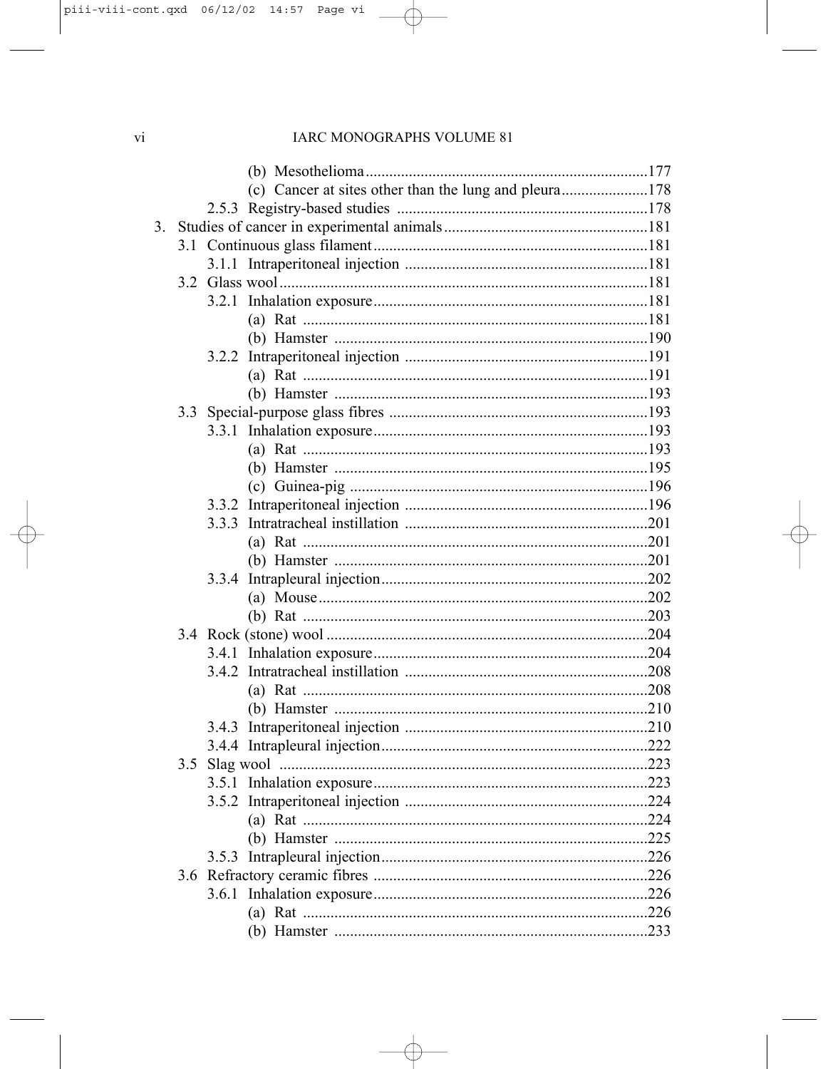(b) Mesothelioma .......................................................................177
(c) Cancer at sites other than the lung and pleura ......................178

2.5.3 Registry-based studies ...............................................................178

3. Studies of cancer in experimental animals ...................................................181

3.1 Continuous glass filament ......................................................................181

3.1.1 Intraperitoneal injection .............................................................181

3.2 Glass wool ............................................................................................181

3.2.1 Inhalation exposure .....................................................................181

(a) Rat .......................................................................................181
(b) Hamster ...............................................................................190

3.2.2 Intraperitoneal injection .............................................................191

(a) Rat .......................................................................................191
(b) Hamster ...............................................................................193

3.3 Special-purpose glass fibres .................................................................193

3.3.1 Inhalation exposure .....................................................................193

(a) Rat .......................................................................................193
(b) Hamster ...............................................................................195
(c) Guinea-pig ...........................................................................196

3.3.2 Intraperitoneal injection .............................................................196

3.3.3 Intratracheal instillation .............................................................201

(a) Rat .......................................................................................201
(b) Hamster ...............................................................................201

3.3.4 Intrapleural injection ...................................................................202

(a) Mouse ...................................................................................202
(b) Rat .......................................................................................203

3.4 Rock (stone) wool .................................................................................204

3.4.1 Inhalation exposure .....................................................................204

3.4.2 Intratracheal instillation .............................................................208

(a) Rat .......................................................................................208
(b) Hamster ...............................................................................210

3.4.3 Intraperitoneal injection .............................................................210

3.4.4 Intrapleural injection ...................................................................222

3.5 Slag wool .............................................................................................223

3.5.1 Inhalation exposure .....................................................................223

3.5.2 Intraperitoneal injection .............................................................224

(a) Rat .......................................................................................224
(b) Hamster ...............................................................................225

3.5.3 Intrapleural injection ...................................................................226

3.6 Refractory ceramic fibres .....................................................................226

3.6.1 Inhalation exposure .....................................................................226

(a) Rat .......................................................................................226
(b) Hamster ...............................................................................233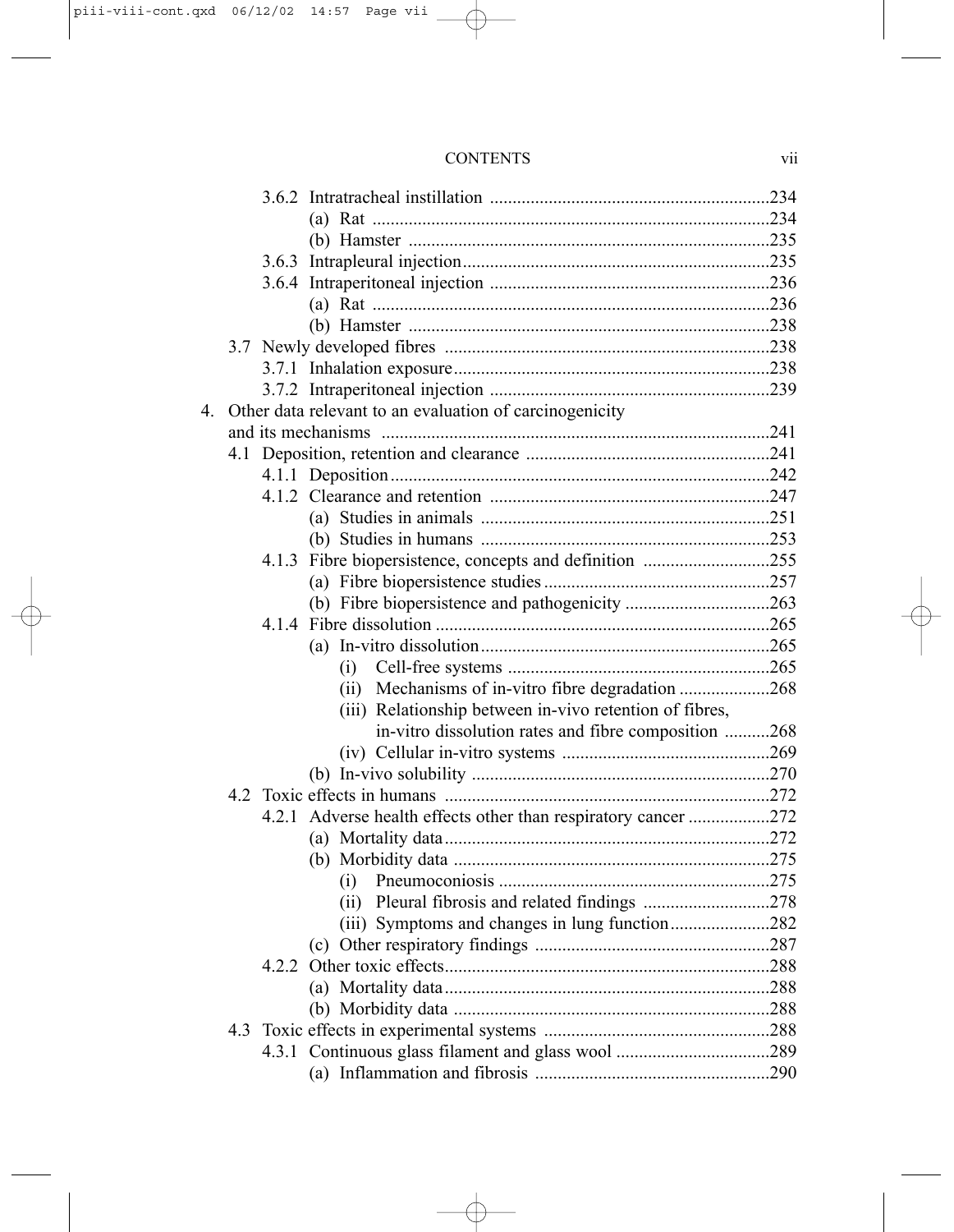3.6.2 Intratracheal instillation ..............................................................234
(a) Rat ........................................................................................234
(b) Hamster ................................................................................235
3.6.3 Intrapleural injection...................................................................235
3.6.4 Intraperitoneal injection ..............................................................236
(a) Rat ........................................................................................236
(b) Hamster ................................................................................238
3.7 Newly developed fibres ........................................................................238
3.7.1 Inhalation exposure......................................................................238
3.7.2 Intraperitoneal injection ..............................................................239
4. Other data relevant to an evaluation of carcinogenicity and its mechanisms ......................................................................................241
4.1 Deposition, retention and clearance ......................................................241
4.1.1 Deposition....................................................................................242
4.1.2 Clearance and retention ..............................................................247
(a) Studies in animals ................................................................251
(b) Studies in humans ................................................................253
4.1.3 Fibre biopersistence, concepts and definition ............................255
(a) Fibre biopersistence studies..................................................257
(b) Fibre biopersistence and pathogenicity ................................263
4.1.4 Fibre dissolution ..........................................................................265
(a) In-vitro dissolution................................................................265
(i) Cell-free systems ..........................................................265
(ii) Mechanisms of in-vitro fibre degradation ....................268
(iii) Relationship between in-vivo retention of fibres, in-vitro dissolution rates and fibre composition ..........268
(iv) Cellular in-vitro systems ..............................................269
(b) In-vivo solubility ..................................................................270
4.2 Toxic effects in humans ........................................................................272
4.2.1 Adverse health effects other than respiratory cancer ..................272
(a) Mortality data........................................................................272
(b) Morbidity data ......................................................................275
(i) Pneumoconiosis ............................................................275
(ii) Pleural fibrosis and related findings ............................278
(iii) Symptoms and changes in lung function......................282
(c) Other respiratory findings ....................................................287
4.2.2 Other toxic effects........................................................................288
(a) Mortality data........................................................................288
(b) Morbidity data ......................................................................288
4.3 Toxic effects in experimental systems ..................................................288
4.3.1 Continuous glass filament and glass wool ..................................289
(a) Inflammation and fibrosis ....................................................290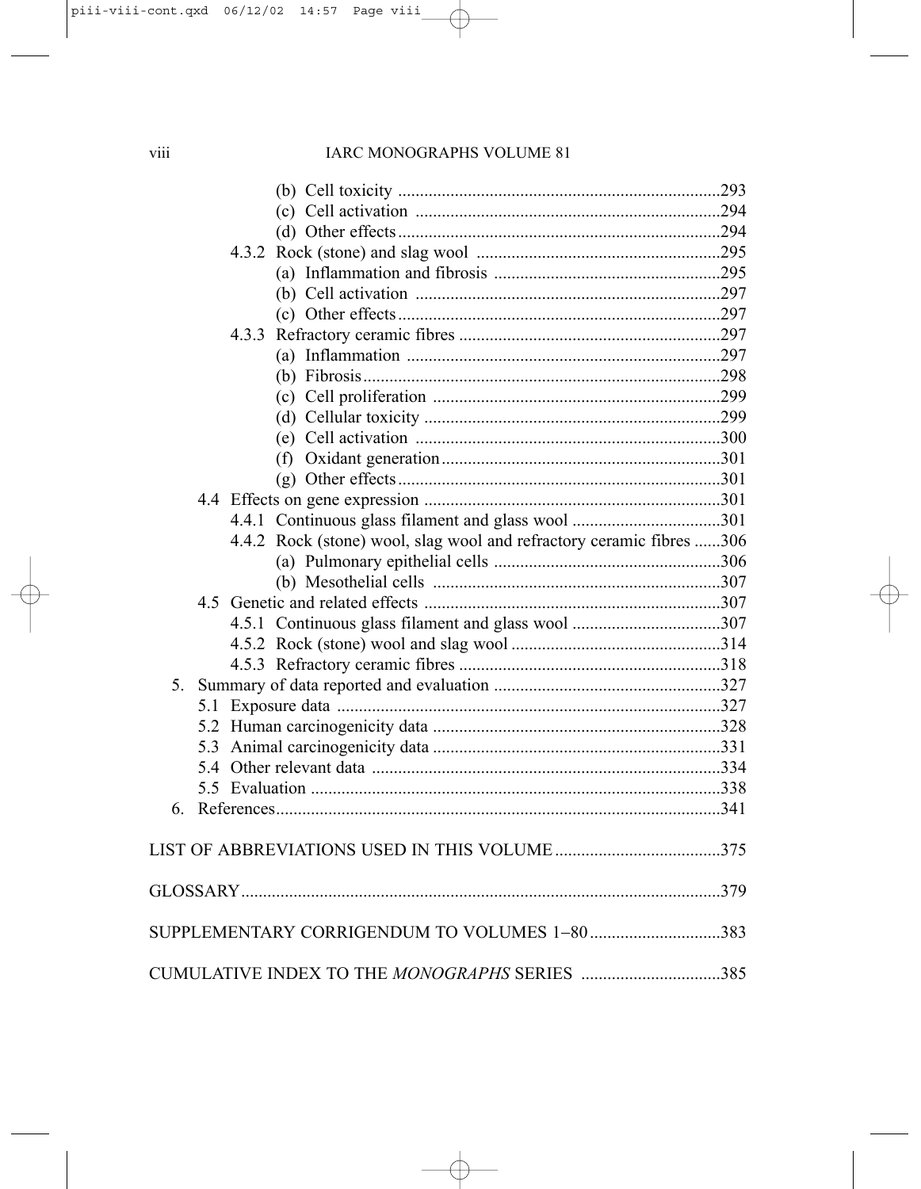(b) Cell toxicity .......................................................................293
(c) Cell activation .....................................................................294
(d) Other effects.........................................................................294

4.3.2 Rock (stone) and slag wool .......................................................295
(a) Inflammation and fibrosis ....................................................295
(b) Cell activation .....................................................................297
(c) Other effects.........................................................................297

4.3.3 Refractory ceramic fibres ............................................................297
(a) Inflammation ........................................................................297
(b) Fibrosis.................................................................................298
(c) Cell proliferation .................................................................299
(d) Cellular toxicity ...................................................................299
(e) Cell activation .....................................................................300
(f) Oxidant generation...............................................................301
(g) Other effects.........................................................................301

4.4 Effects on gene expression ...................................................................301
4.4.1 Continuous glass filament and glass wool ..................................301
4.4.2 Rock (stone) wool, slag wool and refractory ceramic fibres ......306
(a) Pulmonary epithelial cells ....................................................306
(b) Mesothelial cells ..................................................................307

4.5 Genetic and related effects ...................................................................307
4.5.1 Continuous glass filament and glass wool ..................................307
4.5.2 Rock (stone) wool and slag wool ................................................314
4.5.3 Refractory ceramic fibres ............................................................318

5. Summary of data reported and evaluation ...................................................327
5.1 Exposure data .......................................................................................327
5.2 Human carcinogenicity data .................................................................328
5.3 Animal carcinogenicity data .................................................................331
5.4 Other relevant data ...............................................................................334
5.5 Evaluation .............................................................................................338

6. References.....................................................................................................341

LIST OF ABBREVIATIONS USED IN THIS VOLUME......................................375

GLOSSARY............................................................................................................379

SUPPLEMENTARY CORRIGENDUM TO VOLUMES 1–80.............................383

CUMULATIVE INDEX TO THE *MONOGRAPHS* SERIES ...............................385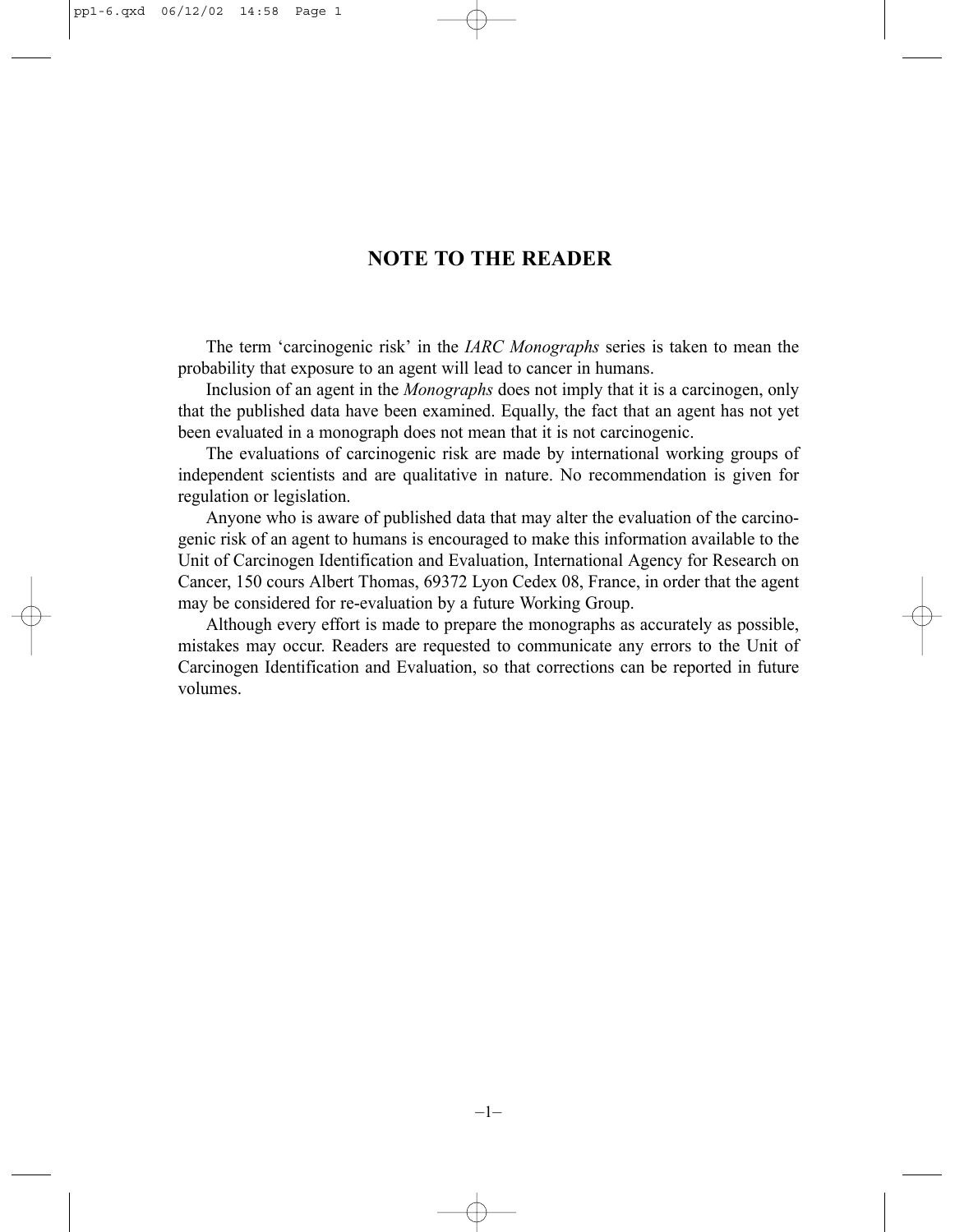## NOTE TO THE READER

The term 'carcinogenic risk' in the *IARC Monographs* series is taken to mean the probability that exposure to an agent will lead to cancer in humans.

Inclusion of an agent in the *Monographs* does not imply that it is a carcinogen, only that the published data have been examined. Equally, the fact that an agent has not yet been evaluated in a monograph does not mean that it is not carcinogenic.

The evaluations of carcinogenic risk are made by international working groups of independent scientists and are qualitative in nature. No recommendation is given for regulation or legislation.

Anyone who is aware of published data that may alter the evaluation of the carcinogenic risk of an agent to humans is encouraged to make this information available to the Unit of Carcinogen Identification and Evaluation, International Agency for Research on Cancer, 150 cours Albert Thomas, 69372 Lyon Cedex 08, France, in order that the agent may be considered for re-evaluation by a future Working Group.

Although every effort is made to prepare the monographs as accurately as possible, mistakes may occur. Readers are requested to communicate any errors to the Unit of Carcinogen Identification and Evaluation, so that corrections can be reported in future volumes.